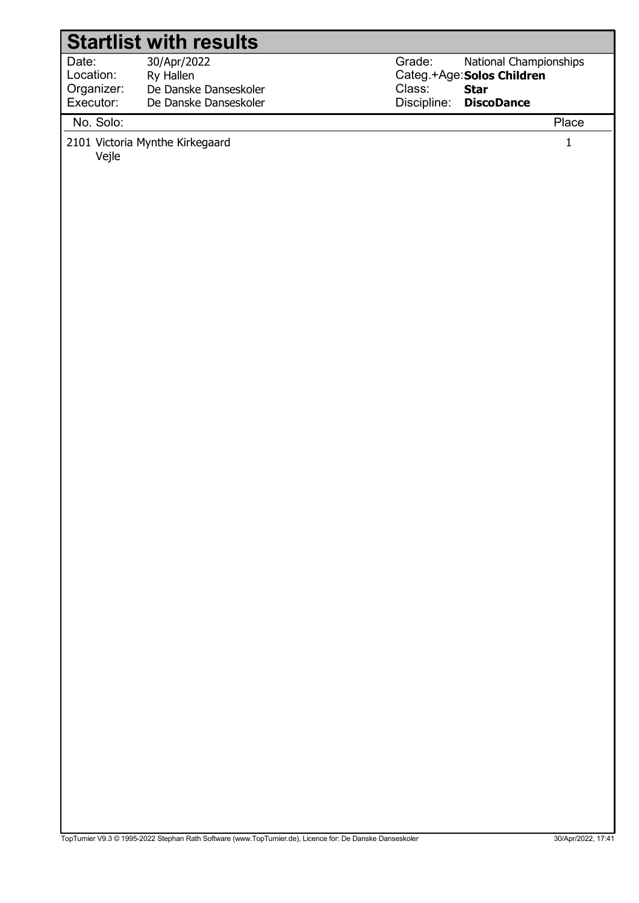# Startlist with results

| | | | |
|---|---|---|---|
| Date: | 30/Apr/2022 | Grade: | National Championships |
| Location: | Ry Hallen | Categ.+Age: | **Solos Children** |
| Organizer: | De Danske Danseskoler | Class: | **Star** |
| Executor: | De Danske Danseskoler | Discipline: | **DiscoDance** |

| No. Solo: | Place |
|---|---|
| 2101 Victoria Mynthe Kirkegaard<br>Vejle | 1 |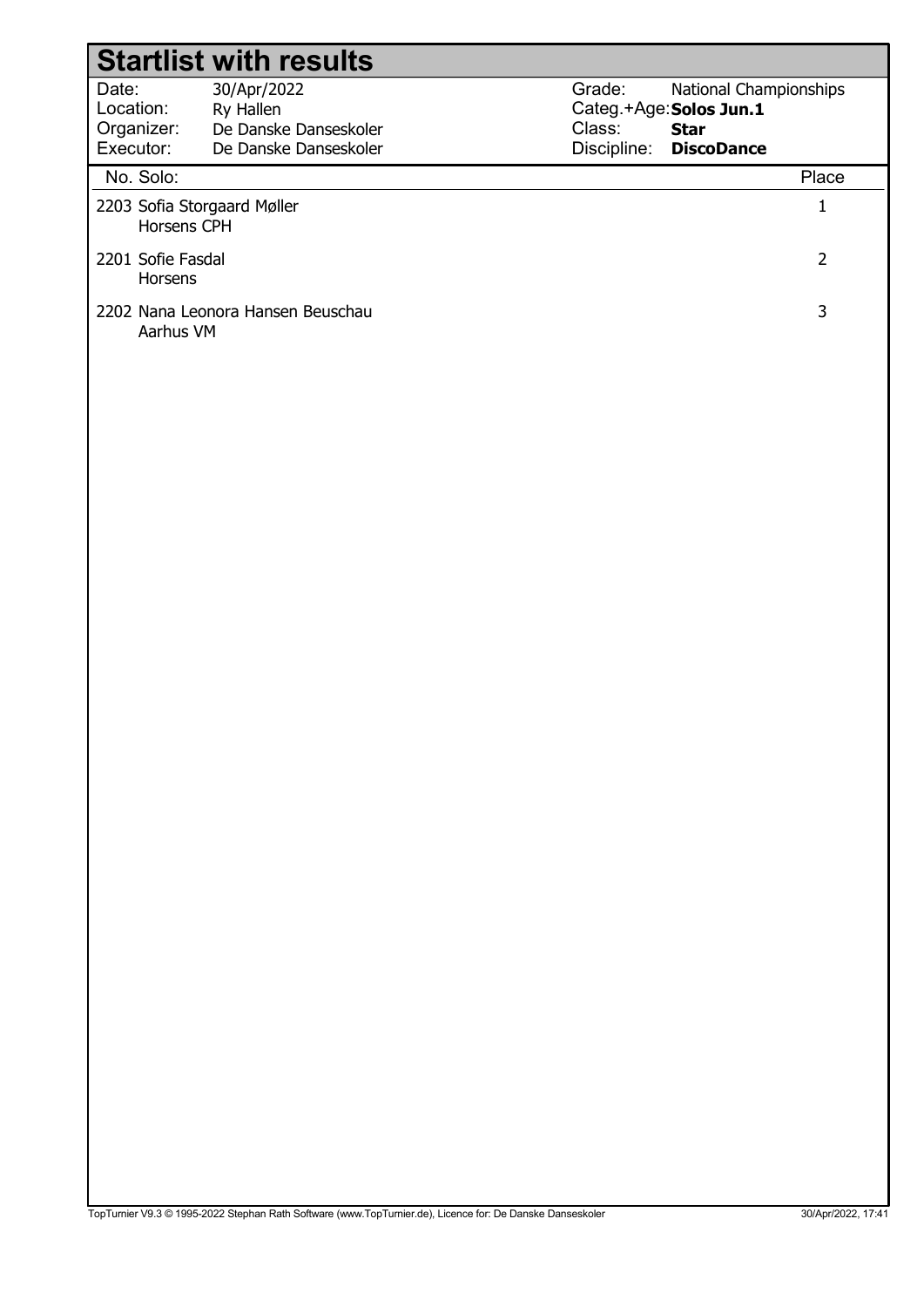# Startlist with results

| | | | |
|---|---|---|---|
| Date: | 30/Apr/2022 | Grade: | National Championships |
| Location: | Ry Hallen | Categ.+Age: | **Solos Jun.1** |
| Organizer: | De Danske Danseskoler | Class: | **Star** |
| Executor: | De Danske Danseskoler | Discipline: | **DiscoDance** |

| No. | Solo: | Place |
|---|---|---|
| 2203 | Sofia Storgaard Møller<br>Horsens CPH | 1 |
| 2201 | Sofie Fasdal<br>Horsens | 2 |
| 2202 | Nana Leonora Hansen Beuschau<br>Aarhus VM | 3 |

TopTurnier V9.3 © 1995-2022 Stephan Rath Software (www.TopTurnier.de), Licence for: De Danske Danseskoler — 30/Apr/2022, 17:41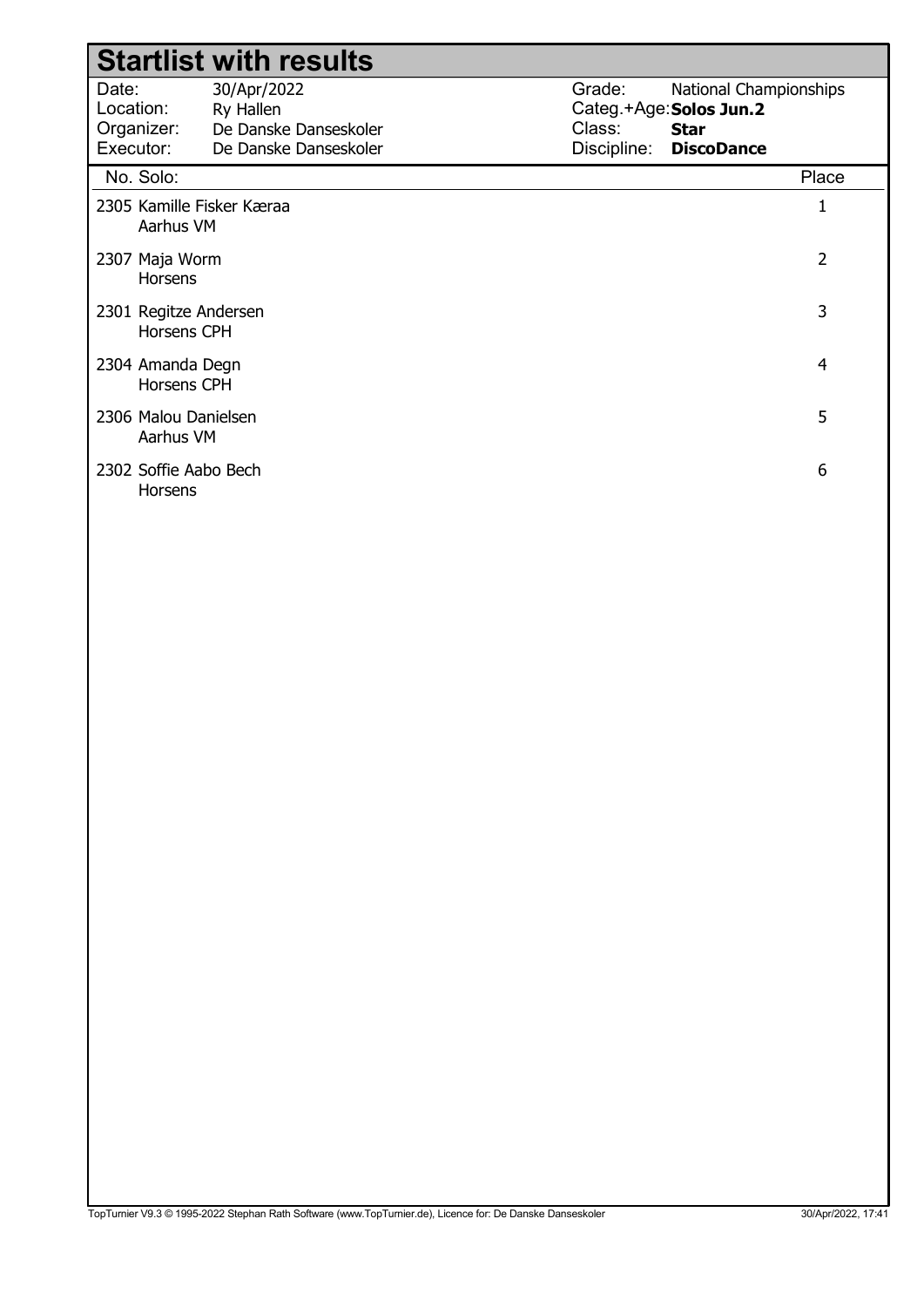# Startlist with results

| | | | |
|---|---|---|---|
| Date: | 30/Apr/2022 | Grade: | National Championships |
| Location: | Ry Hallen | Categ.+Age: | **Solos Jun.2** |
| Organizer: | De Danske Danseskoler | Class: | **Star** |
| Executor: | De Danske Danseskoler | Discipline: | **DiscoDance** |

| No. | Solo: | Place |
|---|---|---|
| 2305 | Kamille Fisker Kæraa<br>Aarhus VM | 1 |
| 2307 | Maja Worm<br>Horsens | 2 |
| 2301 | Regitze Andersen<br>Horsens CPH | 3 |
| 2304 | Amanda Degn<br>Horsens CPH | 4 |
| 2306 | Malou Danielsen<br>Aarhus VM | 5 |
| 2302 | Soffie Aabo Bech<br>Horsens | 6 |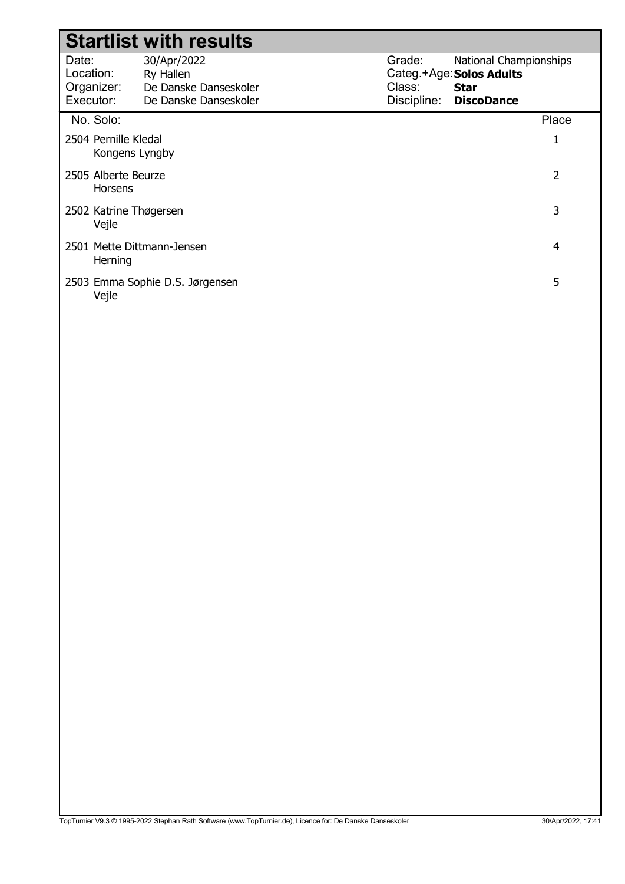# Startlist with results

| | | | |
|---|---|---|---|
| Date: | 30/Apr/2022 | Grade: | National Championships |
| Location: | Ry Hallen | Categ.+Age: | **Solos Adults** |
| Organizer: | De Danske Danseskoler | Class: | **Star** |
| Executor: | De Danske Danseskoler | Discipline: | **DiscoDance** |

| No. | Solo: | Place |
|---|---|---|
| 2504 | Pernille Kledal<br>Kongens Lyngby | 1 |
| 2505 | Alberte Beurze<br>Horsens | 2 |
| 2502 | Katrine Thøgersen<br>Vejle | 3 |
| 2501 | Mette Dittmann-Jensen<br>Herning | 4 |
| 2503 | Emma Sophie D.S. Jørgensen<br>Vejle | 5 |

TopTurnier V9.3 © 1995-2022 Stephan Rath Software (www.TopTurnier.de), Licence for: De Danske Danseskoler — 30/Apr/2022, 17:41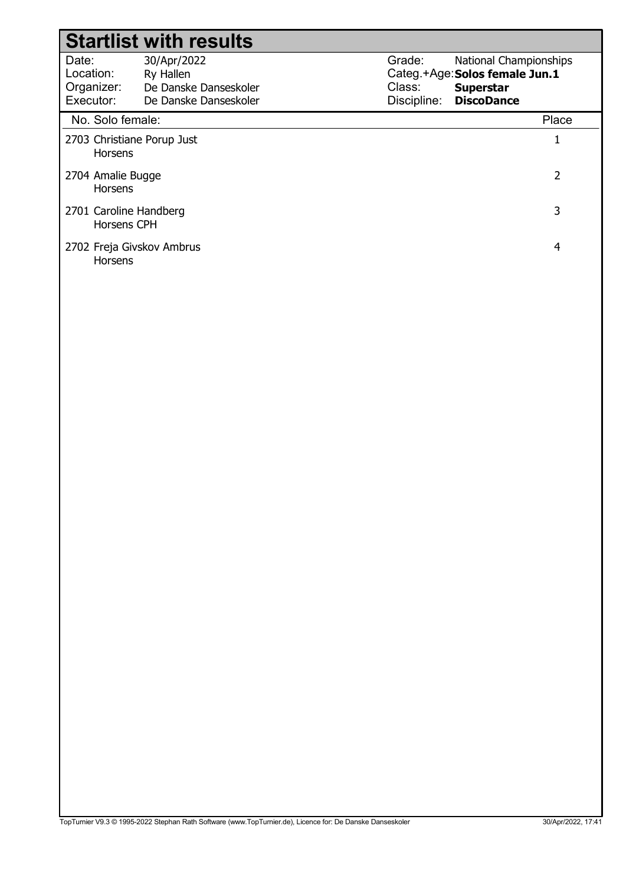# Startlist with results

| | | | |
|---|---|---|---|
| Date: | 30/Apr/2022 | Grade: | National Championships |
| Location: | Ry Hallen | Categ.+Age: | **Solos female Jun.1** |
| Organizer: | De Danske Danseskoler | Class: | **Superstar** |
| Executor: | De Danske Danseskoler | Discipline: | **DiscoDance** |

| No. Solo female: | Place |
|---|---|
| 2703 Christiane Porup Just<br>Horsens | 1 |
| 2704 Amalie Bugge<br>Horsens | 2 |
| 2701 Caroline Handberg<br>Horsens CPH | 3 |
| 2702 Freja Givskov Ambrus<br>Horsens | 4 |

TopTurnier V9.3 © 1995-2022 Stephan Rath Software (www.TopTurnier.de), Licence for: De Danske Danseskoler 30/Apr/2022, 17:41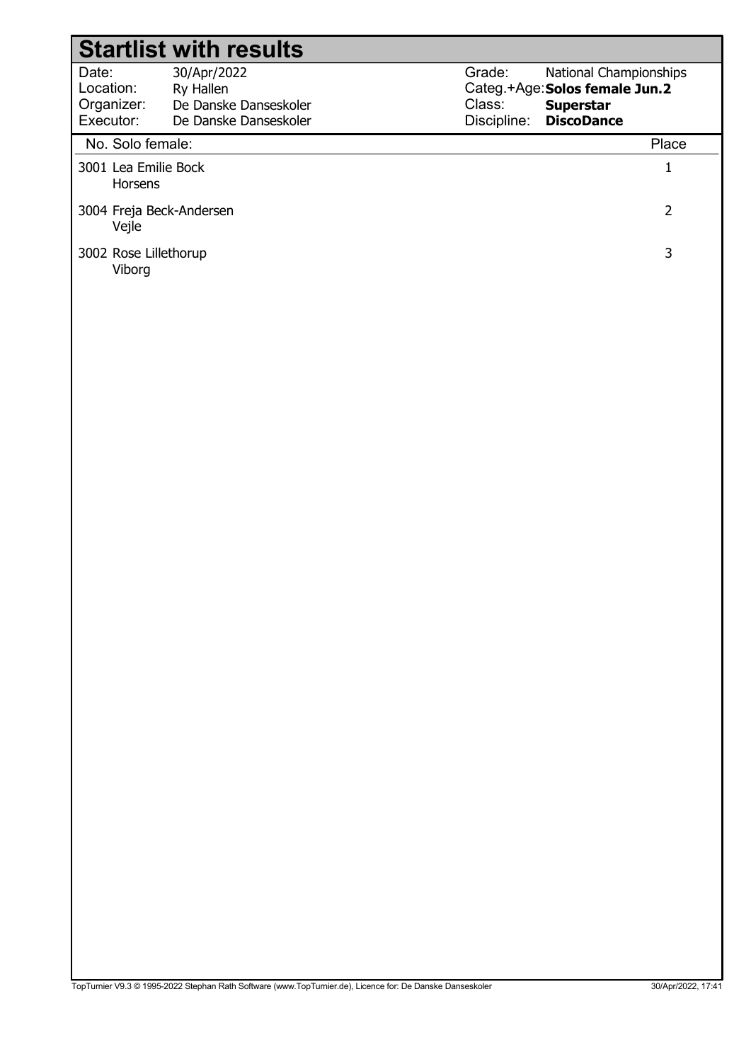# Startlist with results

| | | | |
|---|---|---|---|
| Date: | 30/Apr/2022 | Grade: | National Championships |
| Location: | Ry Hallen | Categ.+Age: | **Solos female Jun.2** |
| Organizer: | De Danske Danseskoler | Class: | **Superstar** |
| Executor: | De Danske Danseskoler | Discipline: | **DiscoDance** |

| No. | Solo female: | Place |
|---|---|---|
| 3001 | Lea Emilie Bock<br>Horsens | 1 |
| 3004 | Freja Beck-Andersen<br>Vejle | 2 |
| 3002 | Rose Lillethorup<br>Viborg | 3 |

TopTurnier V9.3 © 1995-2022 Stephan Rath Software (www.TopTurnier.de), Licence for: De Danske Danseskoler — 30/Apr/2022, 17:41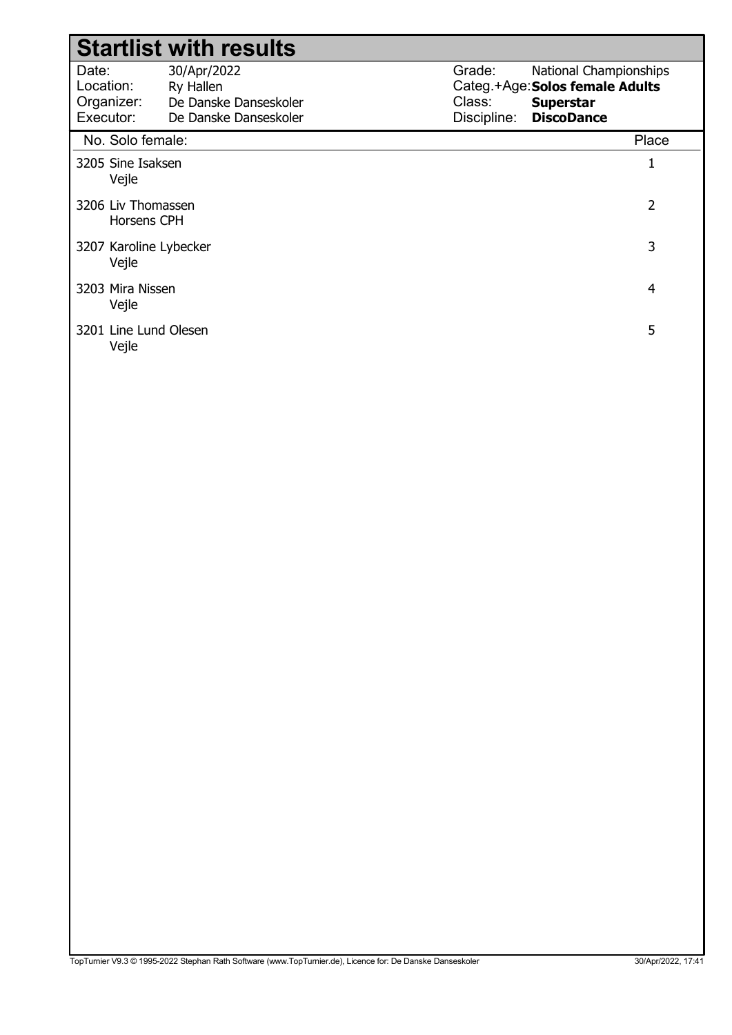# Startlist with results

| | | | |
|---|---|---|---|
| Date: | 30/Apr/2022 | Grade: | National Championships |
| Location: | Ry Hallen | Categ.+Age: | **Solos female Adults** |
| Organizer: | De Danske Danseskoler | Class: | **Superstar** |
| Executor: | De Danske Danseskoler | Discipline: | **DiscoDance** |

| No. Solo female: | Place |
|---|---|
| 3205 Sine Isaksen<br>Vejle | 1 |
| 3206 Liv Thomassen<br>Horsens CPH | 2 |
| 3207 Karoline Lybecker<br>Vejle | 3 |
| 3203 Mira Nissen<br>Vejle | 4 |
| 3201 Line Lund Olesen<br>Vejle | 5 |

TopTurnier V9.3 © 1995-2022 Stephan Rath Software (www.TopTurnier.de), Licence for: De Danske Danseskoler 30/Apr/2022, 17:41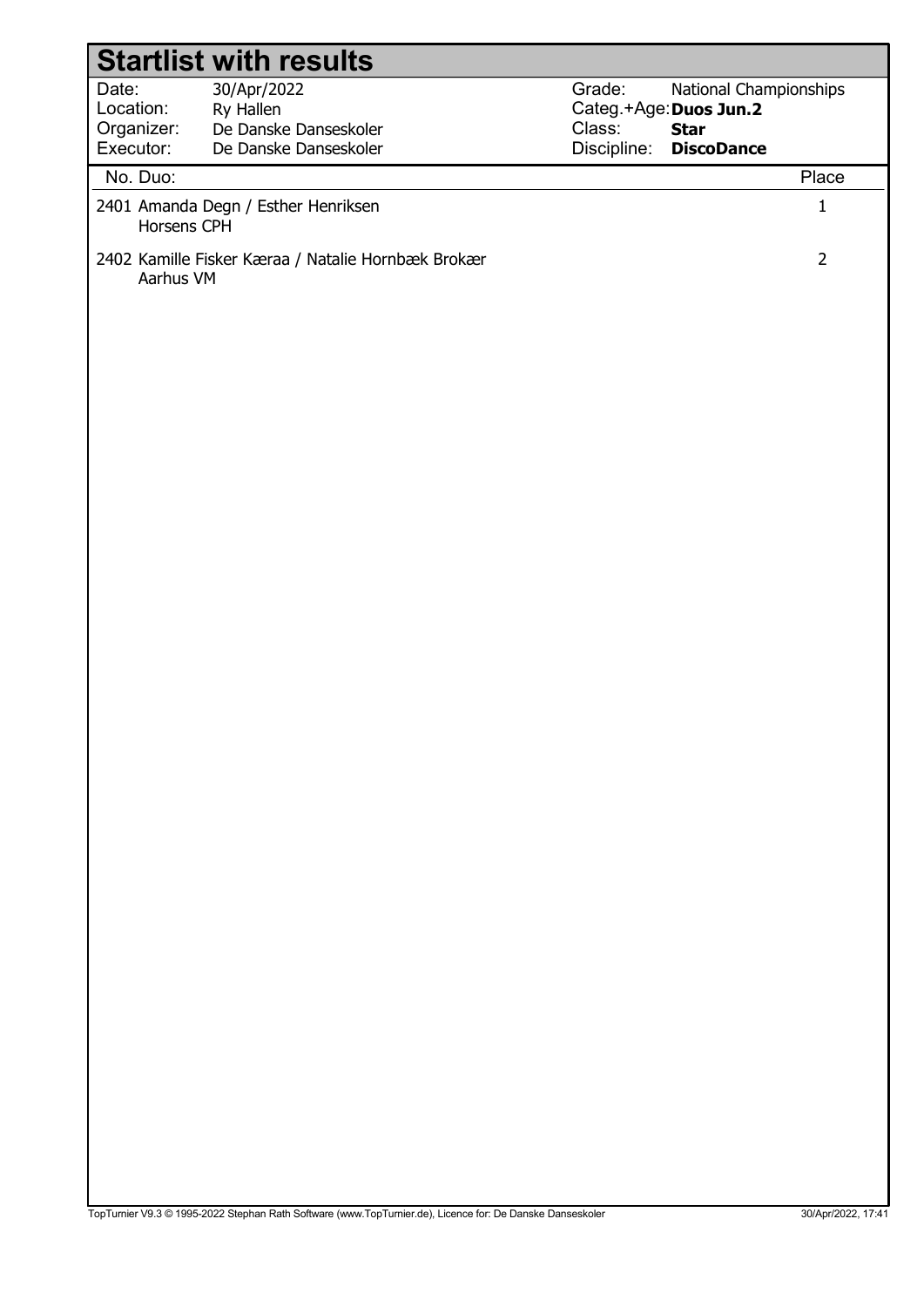# Startlist with results

| | | | |
|---|---|---|---|
| Date: | 30/Apr/2022 | Grade: | National Championships |
| Location: | Ry Hallen | Categ.+Age: | **Duos Jun.2** |
| Organizer: | De Danske Danseskoler | Class: | **Star** |
| Executor: | De Danske Danseskoler | Discipline: | **DiscoDance** |

| No. | Duo: | Place |
|---|---|---|
| 2401 | Amanda Degn / Esther Henriksen<br>Horsens CPH | 1 |
| 2402 | Kamille Fisker Kæraa / Natalie Hornbæk Brokær<br>Aarhus VM | 2 |

TopTurnier V9.3 © 1995-2022 Stephan Rath Software (www.TopTurnier.de), Licence for: De Danske Danseskoler — 30/Apr/2022, 17:41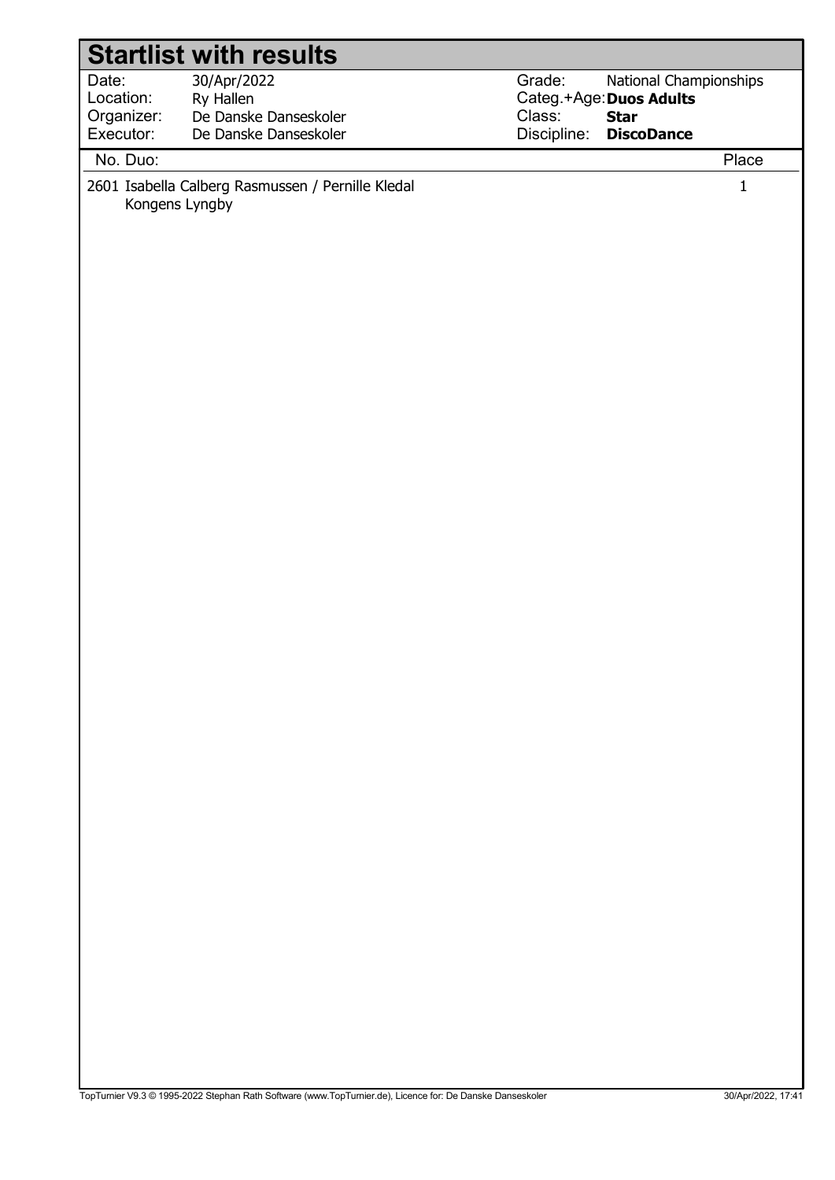# Startlist with results

| | | | |
|---|---|---|---|
| Date: | 30/Apr/2022 | Grade: | National Championships |
| Location: | Ry Hallen | Categ.+Age: | **Duos Adults** |
| Organizer: | De Danske Danseskoler | Class: | **Star** |
| Executor: | De Danske Danseskoler | Discipline: | **DiscoDance** |

| No. | Duo: | Place |
|---|---|---|
| 2601 | Isabella Calberg Rasmussen / Pernille Kledal<br>Kongens Lyngby | 1 |

TopTurnier V9.3 © 1995-2022 Stephan Rath Software (www.TopTurnier.de), Licence for: De Danske Danseskoler 30/Apr/2022, 17:41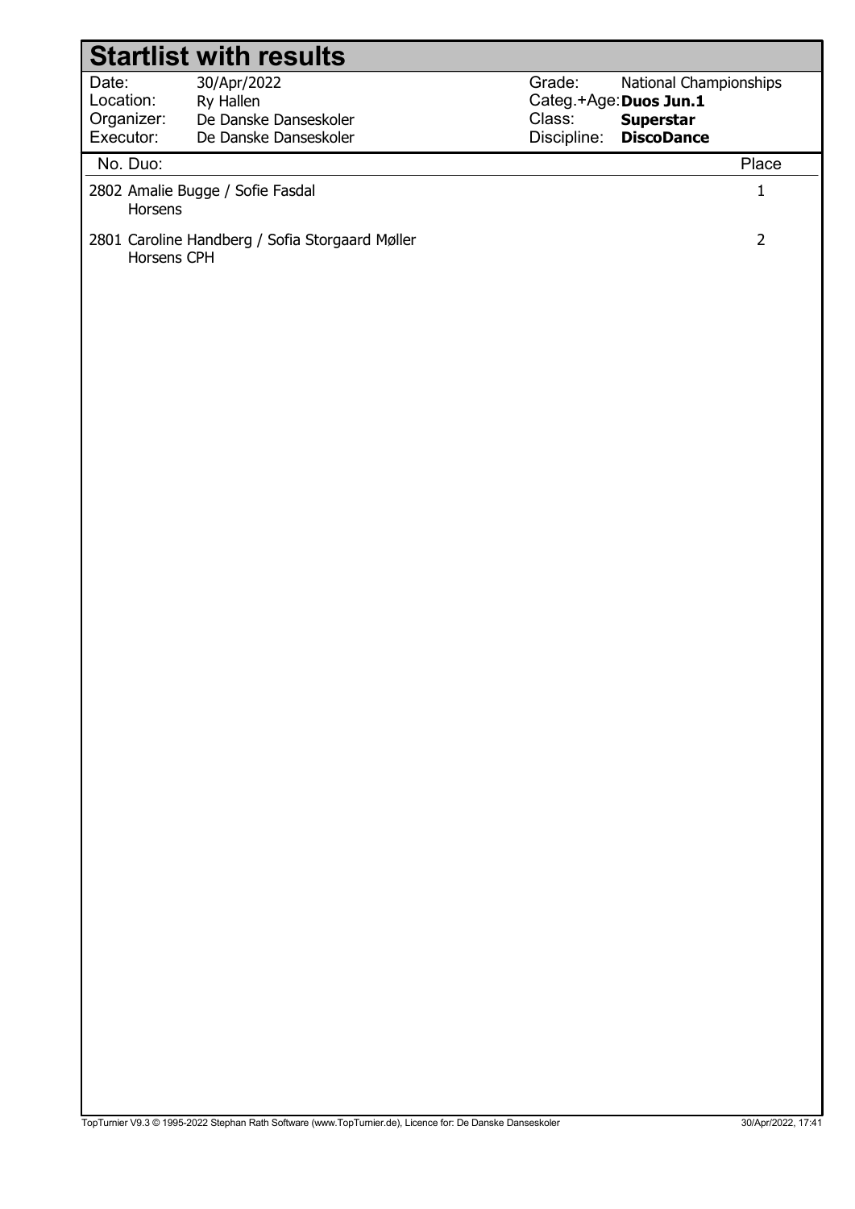# Startlist with results

| | | | |
|---|---|---|---|
| Date: | 30/Apr/2022 | Grade: | National Championships |
| Location: | Ry Hallen | Categ.+Age: | **Duos Jun.1** |
| Organizer: | De Danske Danseskoler | Class: | **Superstar** |
| Executor: | De Danske Danseskoler | Discipline: | **DiscoDance** |

| No. | Duo: | Place |
|---|---|---|
| 2802 | Amalie Bugge / Sofie Fasdal<br>Horsens | 1 |
| 2801 | Caroline Handberg / Sofia Storgaard Møller<br>Horsens CPH | 2 |

TopTurnier V9.3 © 1995-2022 Stephan Rath Software (www.TopTurnier.de), Licence for: De Danske Danseskoler — 30/Apr/2022, 17:41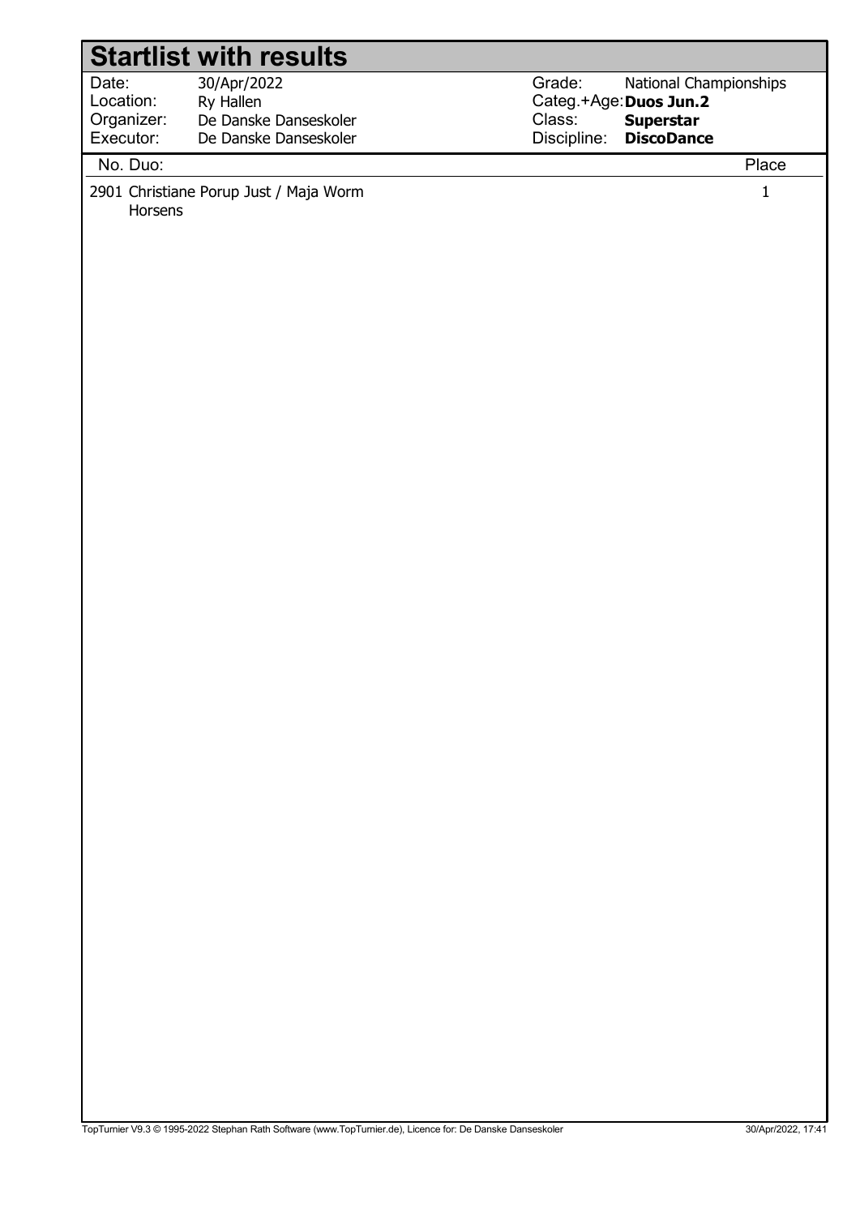# Startlist with results

| | | | |
|---|---|---|---|
| Date: | 30/Apr/2022 | Grade: | National Championships |
| Location: | Ry Hallen | Categ.+Age: | **Duos Jun.2** |
| Organizer: | De Danske Danseskoler | Class: | **Superstar** |
| Executor: | De Danske Danseskoler | Discipline: | **DiscoDance** |

| No. | Duo: | Place |
|---|---|---|
| 2901 | Christiane Porup Just / Maja Worm<br>Horsens | 1 |

TopTurnier V9.3 © 1995-2022 Stephan Rath Software (www.TopTurnier.de), Licence for: De Danske Danseskoler 30/Apr/2022, 17:41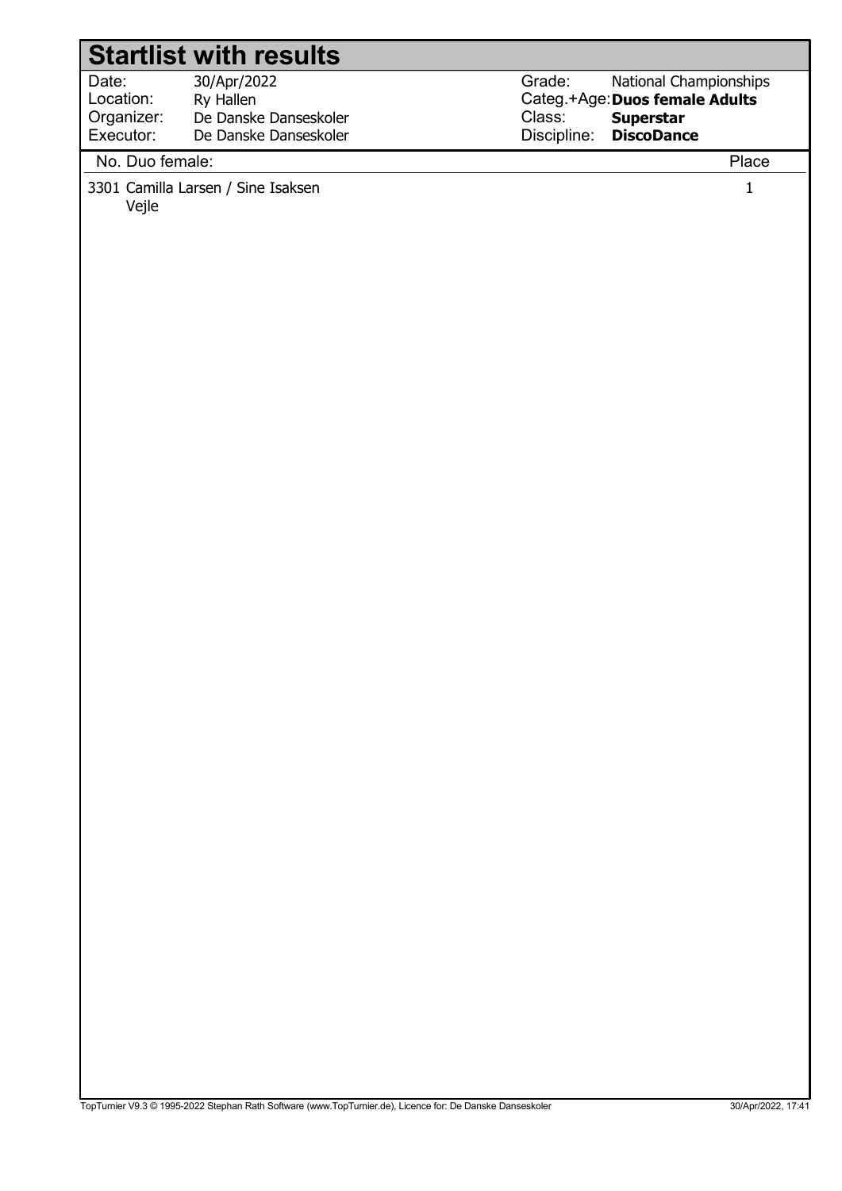# Startlist with results

| | | | |
|---|---|---|---|
| Date: | 30/Apr/2022 | Grade: | National Championships |
| Location: | Ry Hallen | Categ.+Age: | **Duos female Adults** |
| Organizer: | De Danske Danseskoler | Class: | **Superstar** |
| Executor: | De Danske Danseskoler | Discipline: | **DiscoDance** |

| No. | Duo female: | Place |
|---|---|---|
| 3301 | Camilla Larsen / Sine Isaksen<br>Vejle | 1 |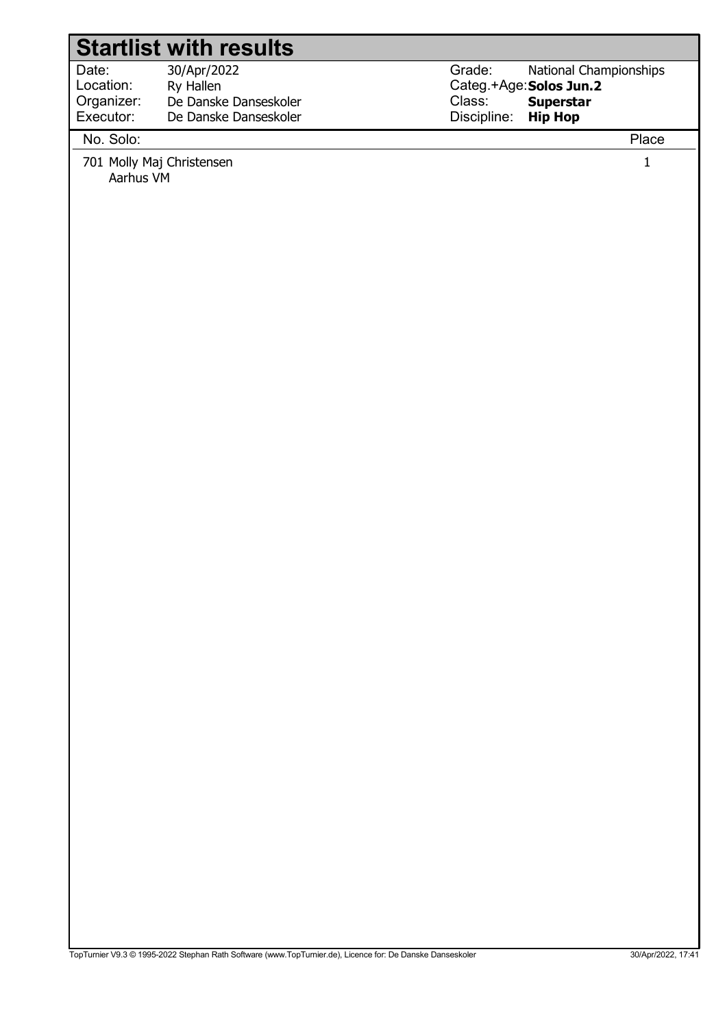# Startlist with results

| | | | |
|---|---|---|---|
| Date: | 30/Apr/2022 | Grade: | National Championships |
| Location: | Ry Hallen | Categ.+Age: | **Solos Jun.2** |
| Organizer: | De Danske Danseskoler | Class: | **Superstar** |
| Executor: | De Danske Danseskoler | Discipline: | **Hip Hop** |

| No. Solo: | Place |
|---|---|
| 701 Molly Maj Christensen<br>Aarhus VM | 1 |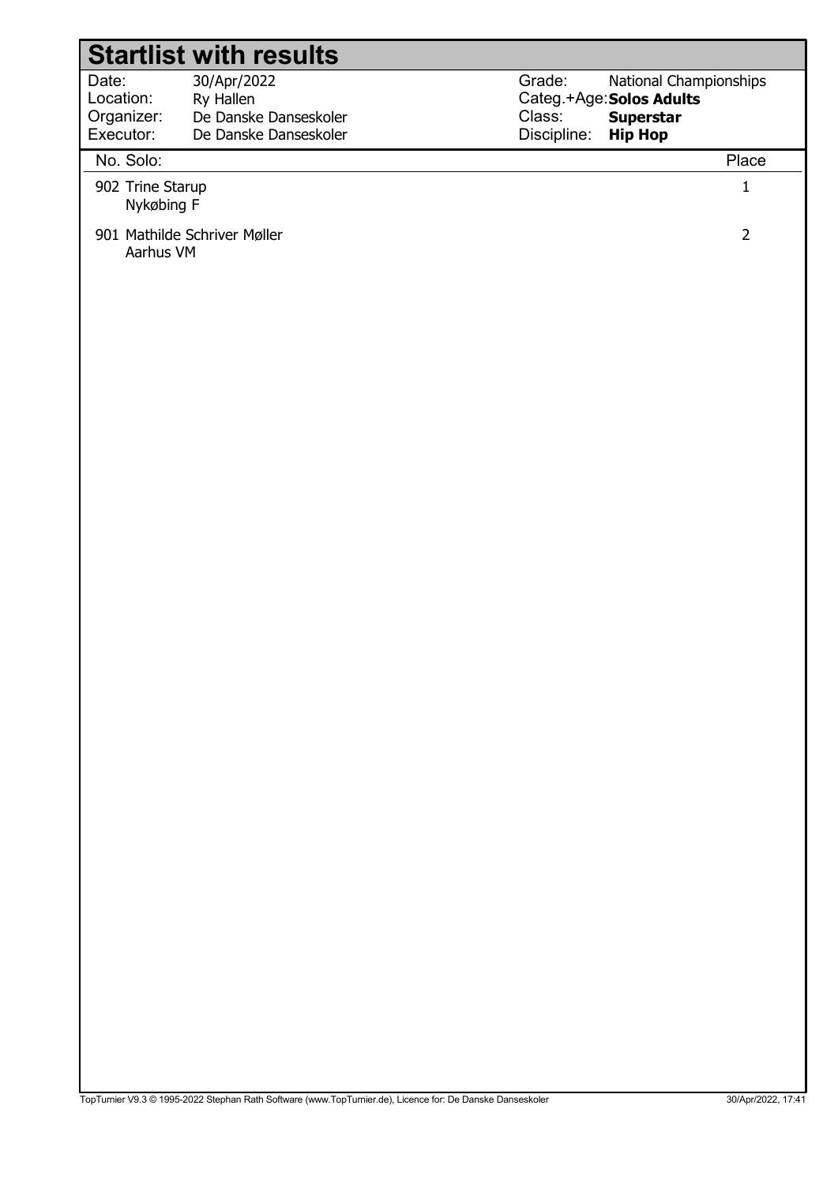# Startlist with results

| | | | |
|---|---|---|---|
| Date: | 30/Apr/2022 | Grade: | National Championships |
| Location: | Ry Hallen | Categ.+Age: | **Solos Adults** |
| Organizer: | De Danske Danseskoler | Class: | **Superstar** |
| Executor: | De Danske Danseskoler | Discipline: | **Hip Hop** |

| No. | Solo: | Place |
|---|---|---|
| 902 | Trine Starup<br>Nykøbing F | 1 |
| 901 | Mathilde Schriver Møller<br>Aarhus VM | 2 |

TopTurnier V9.3 © 1995-2022 Stephan Rath Software (www.TopTurnier.de), Licence for: De Danske Danseskoler 30/Apr/2022, 17:41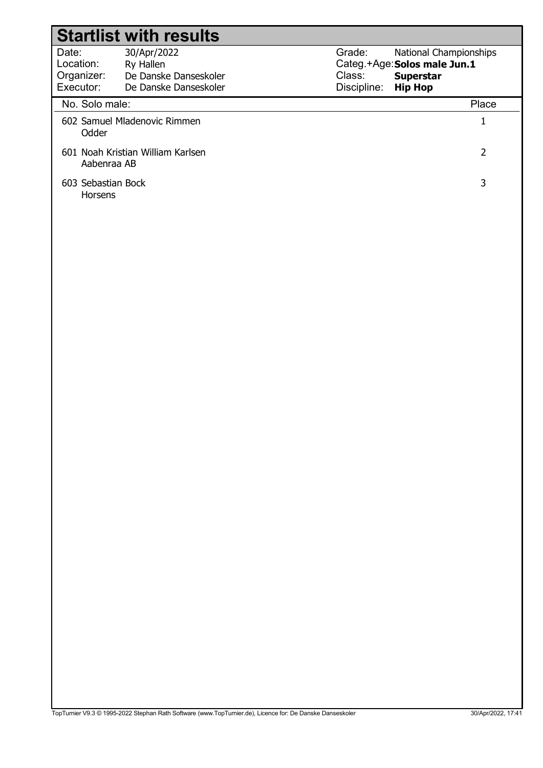# Startlist with results

| | | | |
|---|---|---|---|
| Date: | 30/Apr/2022 | Grade: | National Championships |
| Location: | Ry Hallen | Categ.+Age: | **Solos male Jun.1** |
| Organizer: | De Danske Danseskoler | Class: | **Superstar** |
| Executor: | De Danske Danseskoler | Discipline: | **Hip Hop** |

| No. | Solo male: | Place |
|---|---|---|
| 602 | Samuel Mladenovic Rimmen<br>Odder | 1 |
| 601 | Noah Kristian William Karlsen<br>Aabenraa AB | 2 |
| 603 | Sebastian Bock<br>Horsens | 3 |

TopTurnier V9.3 © 1995-2022 Stephan Rath Software (www.TopTurnier.de), Licence for: De Danske Danseskoler — 30/Apr/2022, 17:41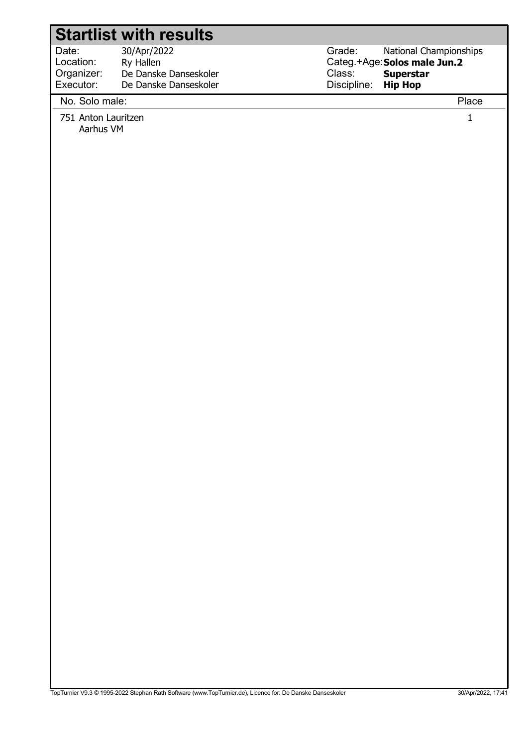# Startlist with results

| | | | |
|---|---|---|---|
| Date: | 30/Apr/2022 | Grade: | National Championships |
| Location: | Ry Hallen | Categ.+Age: | **Solos male Jun.2** |
| Organizer: | De Danske Danseskoler | Class: | **Superstar** |
| Executor: | De Danske Danseskoler | Discipline: | **Hip Hop** |

| No. Solo male: | Place |
|---|---|
| 751 Anton Lauritzen<br>Aarhus VM | 1 |

TopTurnier V9.3 © 1995-2022 Stephan Rath Software (www.TopTurnier.de), Licence for: De Danske Danseskoler 30/Apr/2022, 17:41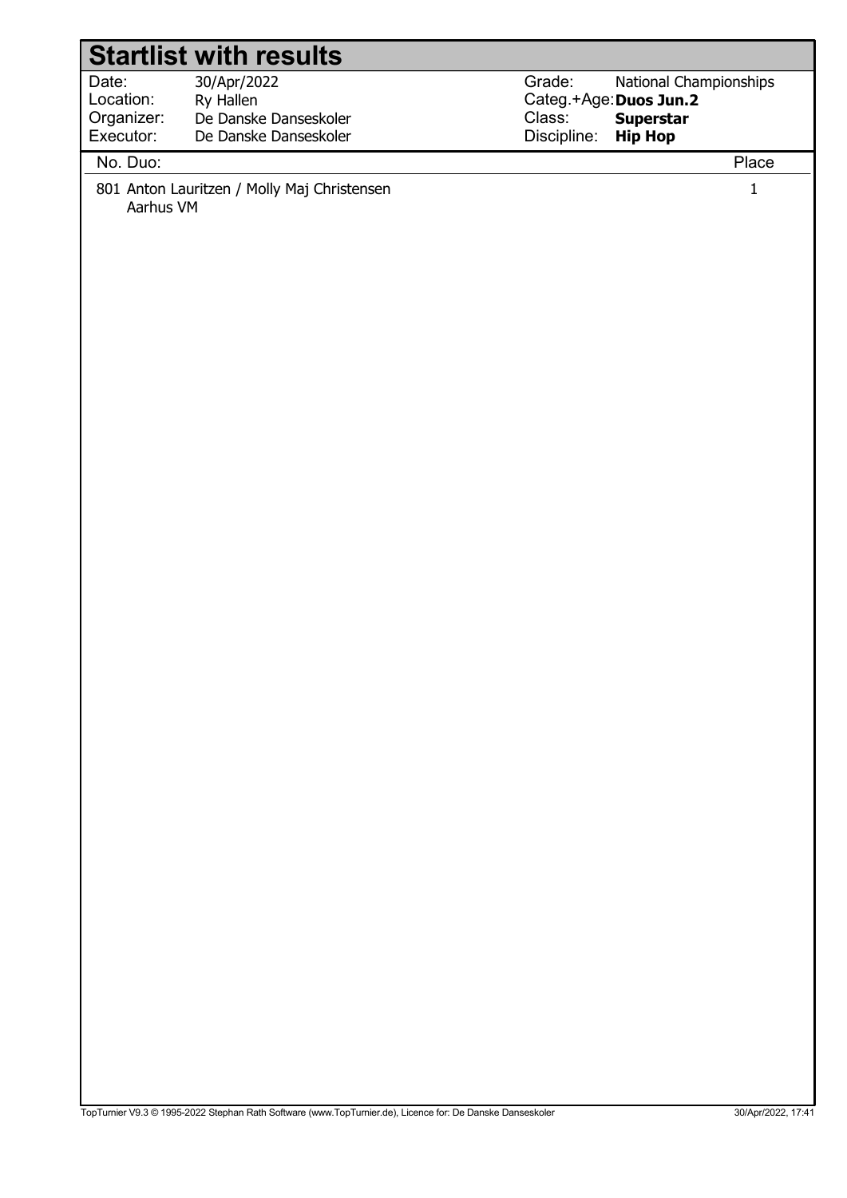# Startlist with results

| | | | |
|---|---|---|---|
| Date: | 30/Apr/2022 | Grade: | National Championships |
| Location: | Ry Hallen | Categ.+Age: | **Duos Jun.2** |
| Organizer: | De Danske Danseskoler | Class: | **Superstar** |
| Executor: | De Danske Danseskoler | Discipline: | **Hip Hop** |

| No. Duo: | Place |
|---|---|
| 801 Anton Lauritzen / Molly Maj Christensen<br>Aarhus VM | 1 |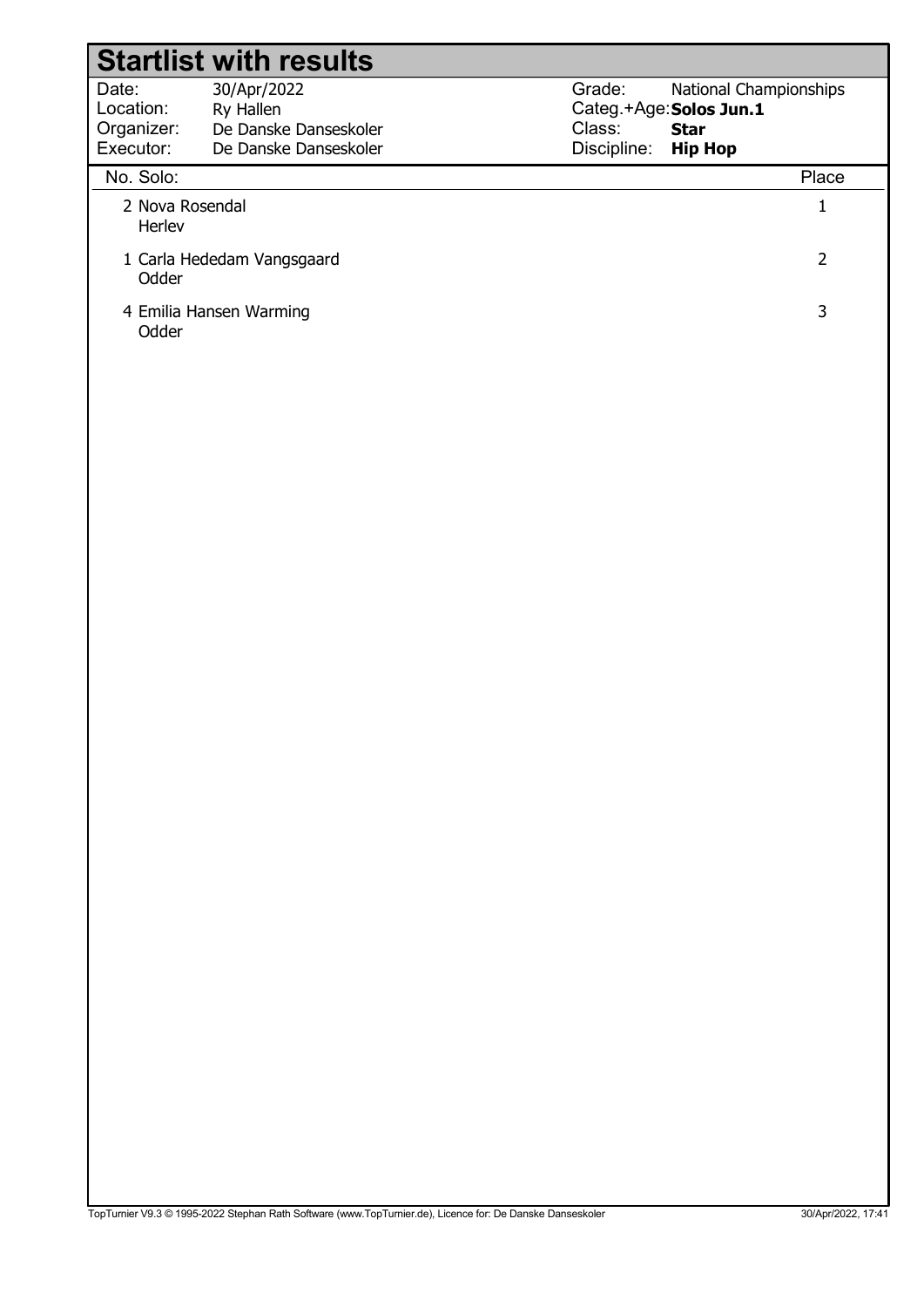# Startlist with results

| | | | |
|---|---|---|---|
| Date: | 30/Apr/2022 | Grade: | National Championships |
| Location: | Ry Hallen | Categ.+Age: | **Solos Jun.1** |
| Organizer: | De Danske Danseskoler | Class: | **Star** |
| Executor: | De Danske Danseskoler | Discipline: | **Hip Hop** |

| No. | Solo: | Place |
|---|---|---|
| 2 | Nova Rosendal<br>Herlev | 1 |
| 1 | Carla Hededam Vangsgaard<br>Odder | 2 |
| 4 | Emilia Hansen Warming<br>Odder | 3 |

TopTurnier V9.3 © 1995-2022 Stephan Rath Software (www.TopTurnier.de), Licence for: De Danske Danseskoler 30/Apr/2022, 17:41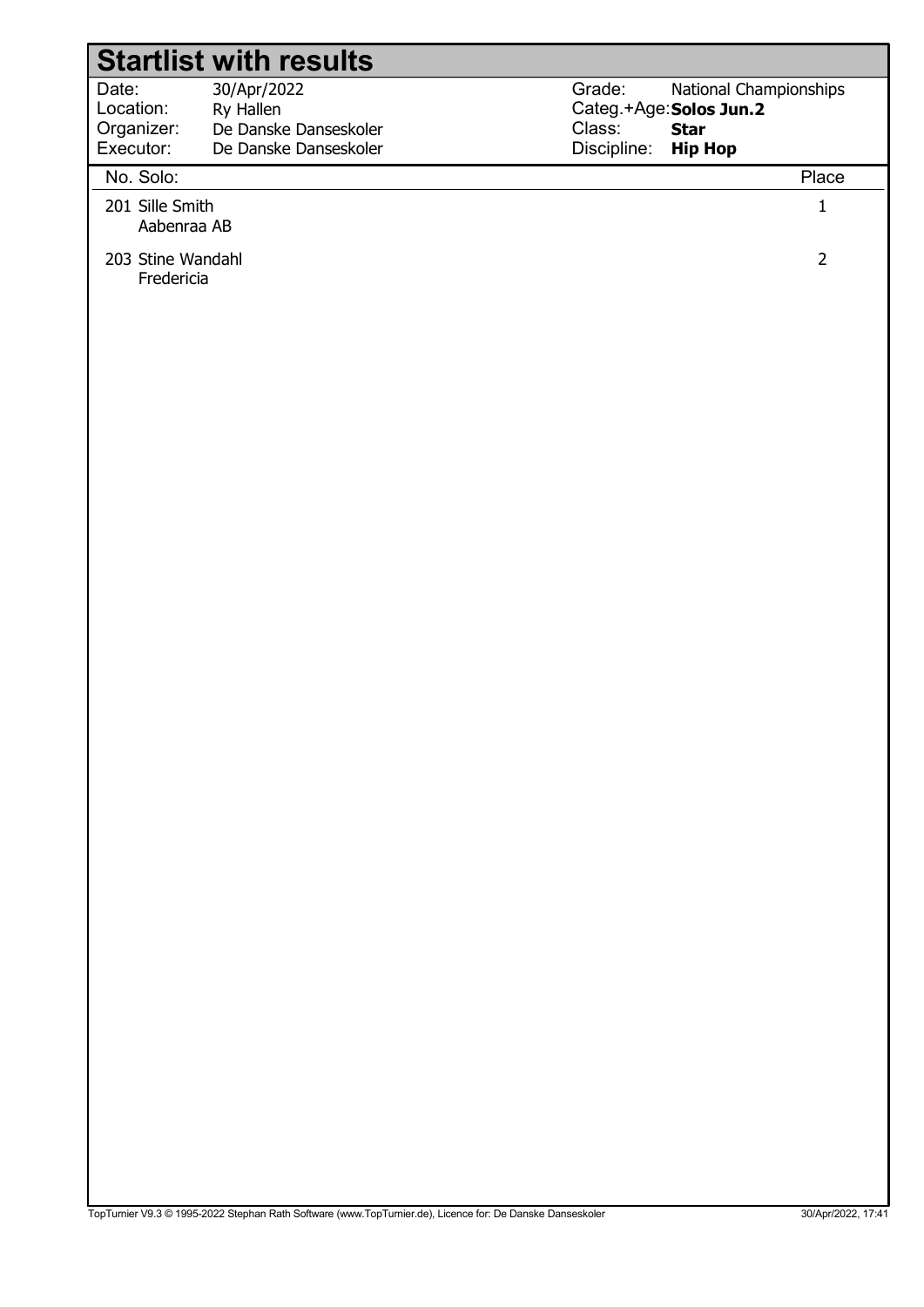# Startlist with results

| | | | |
|---|---|---|---|
| Date: | 30/Apr/2022 | Grade: | National Championships |
| Location: | Ry Hallen | Categ.+Age: | **Solos Jun.2** |
| Organizer: | De Danske Danseskoler | Class: | **Star** |
| Executor: | De Danske Danseskoler | Discipline: | **Hip Hop** |

| No. | Solo: | Place |
|---|---|---|
| 201 | Sille Smith<br>Aabenraa AB | 1 |
| 203 | Stine Wandahl<br>Fredericia | 2 |

TopTurnier V9.3 © 1995-2022 Stephan Rath Software (www.TopTurnier.de), Licence for: De Danske Danseskoler 30/Apr/2022, 17:41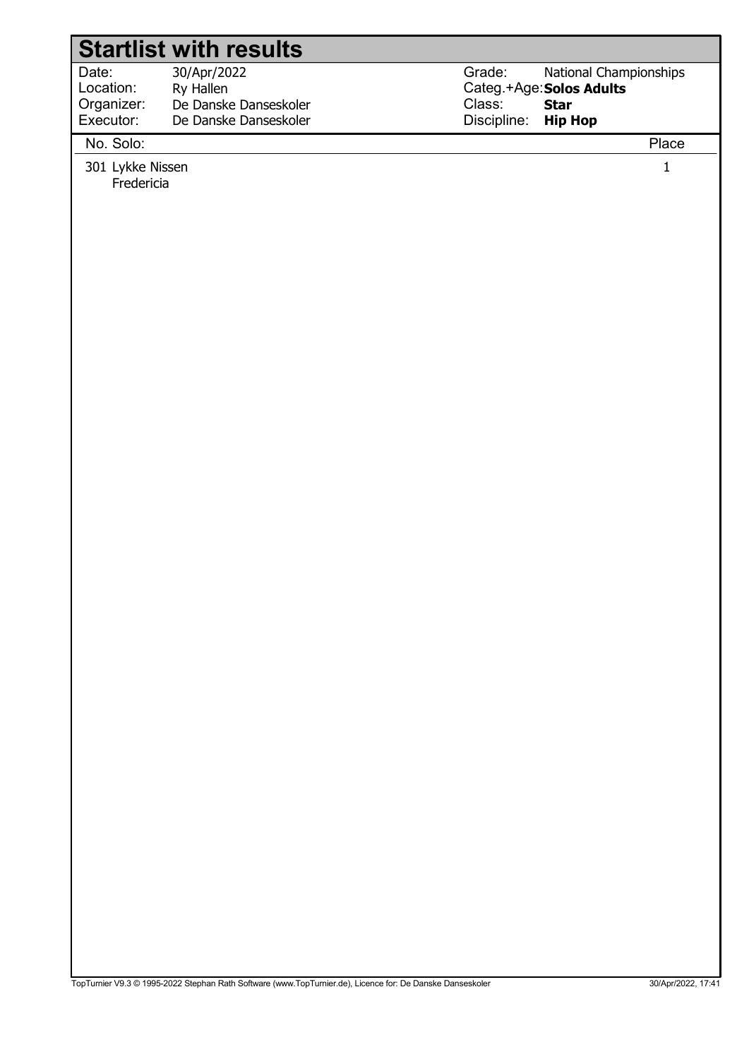# Startlist with results

| | | | |
|---|---|---|---|
| Date: | 30/Apr/2022 | Grade: | National Championships |
| Location: | Ry Hallen | Categ.+Age: | **Solos Adults** |
| Organizer: | De Danske Danseskoler | Class: | **Star** |
| Executor: | De Danske Danseskoler | Discipline: | **Hip Hop** |

| No. Solo: | Place |
|---|---|
| 301 Lykke Nissen<br>Fredericia | 1 |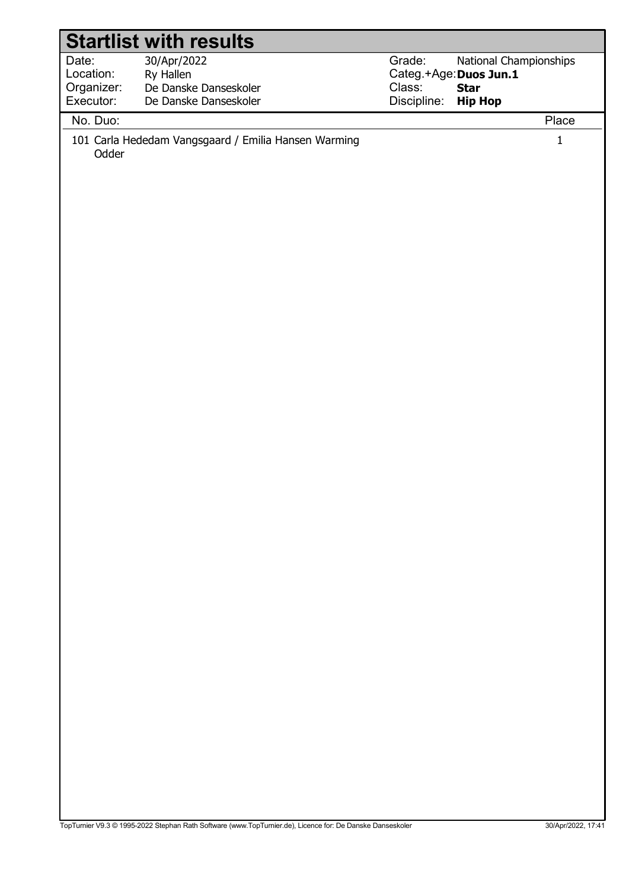# Startlist with results

| | | | |
|---|---|---|---|
| Date: | 30/Apr/2022 | Grade: | National Championships |
| Location: | Ry Hallen | Categ.+Age: | **Duos Jun.1** |
| Organizer: | De Danske Danseskoler | Class: | **Star** |
| Executor: | De Danske Danseskoler | Discipline: | **Hip Hop** |

| No. | Duo: | Place |
|---|---|---|
| 101 | Carla Hededam Vangsgaard / Emilia Hansen Warming<br>Odder | 1 |

TopTurnier V9.3 © 1995-2022 Stephan Rath Software (www.TopTurnier.de), Licence for: De Danske Danseskoler 30/Apr/2022, 17:41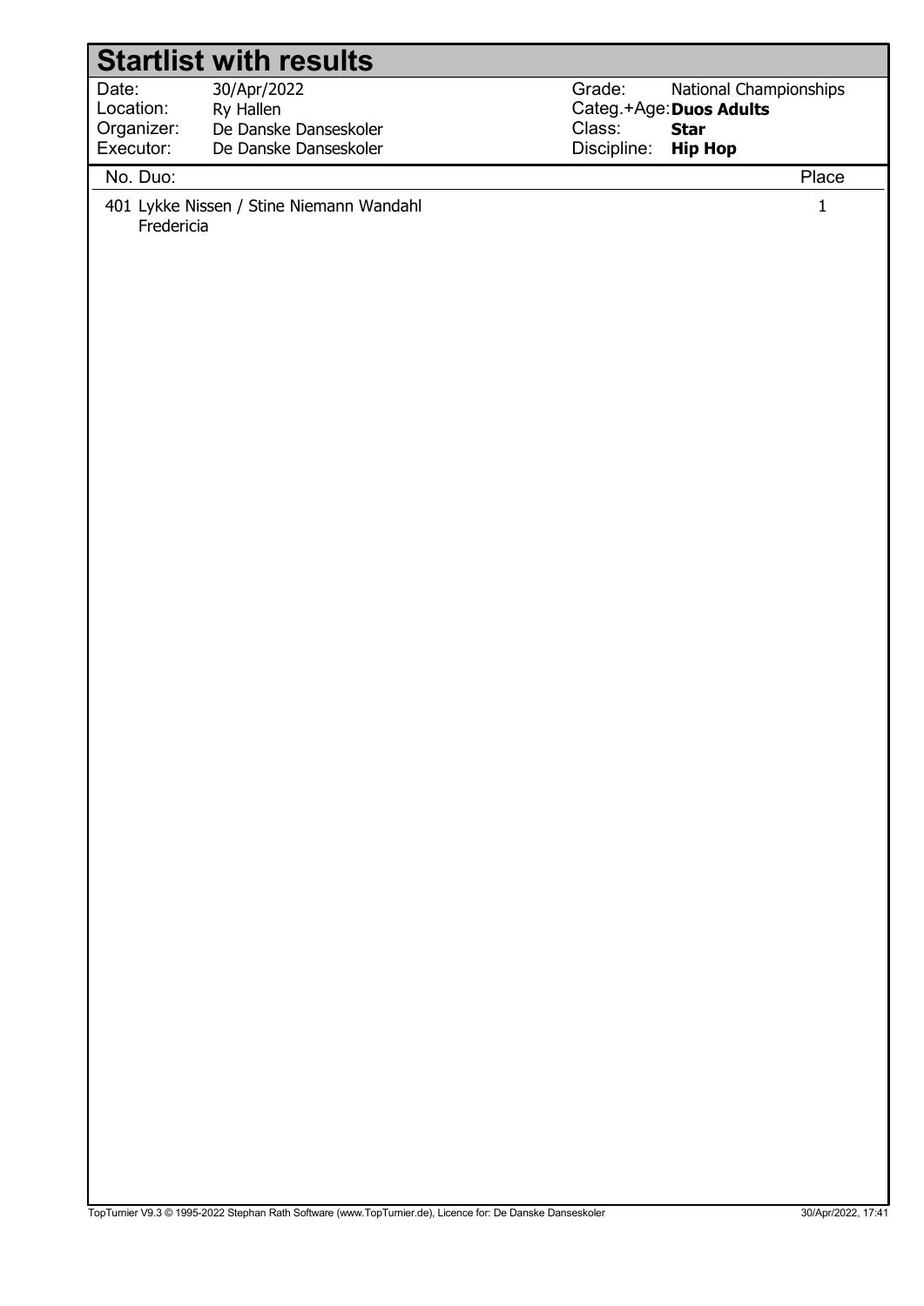# Startlist with results

| | | | |
|---|---|---|---|
| Date: | 30/Apr/2022 | Grade: | National Championships |
| Location: | Ry Hallen | Categ.+Age: | **Duos Adults** |
| Organizer: | De Danske Danseskoler | Class: | **Star** |
| Executor: | De Danske Danseskoler | Discipline: | **Hip Hop** |

| No. Duo: | Place |
|---|---|
| 401 Lykke Nissen / Stine Niemann Wandahl<br>Fredericia | 1 |